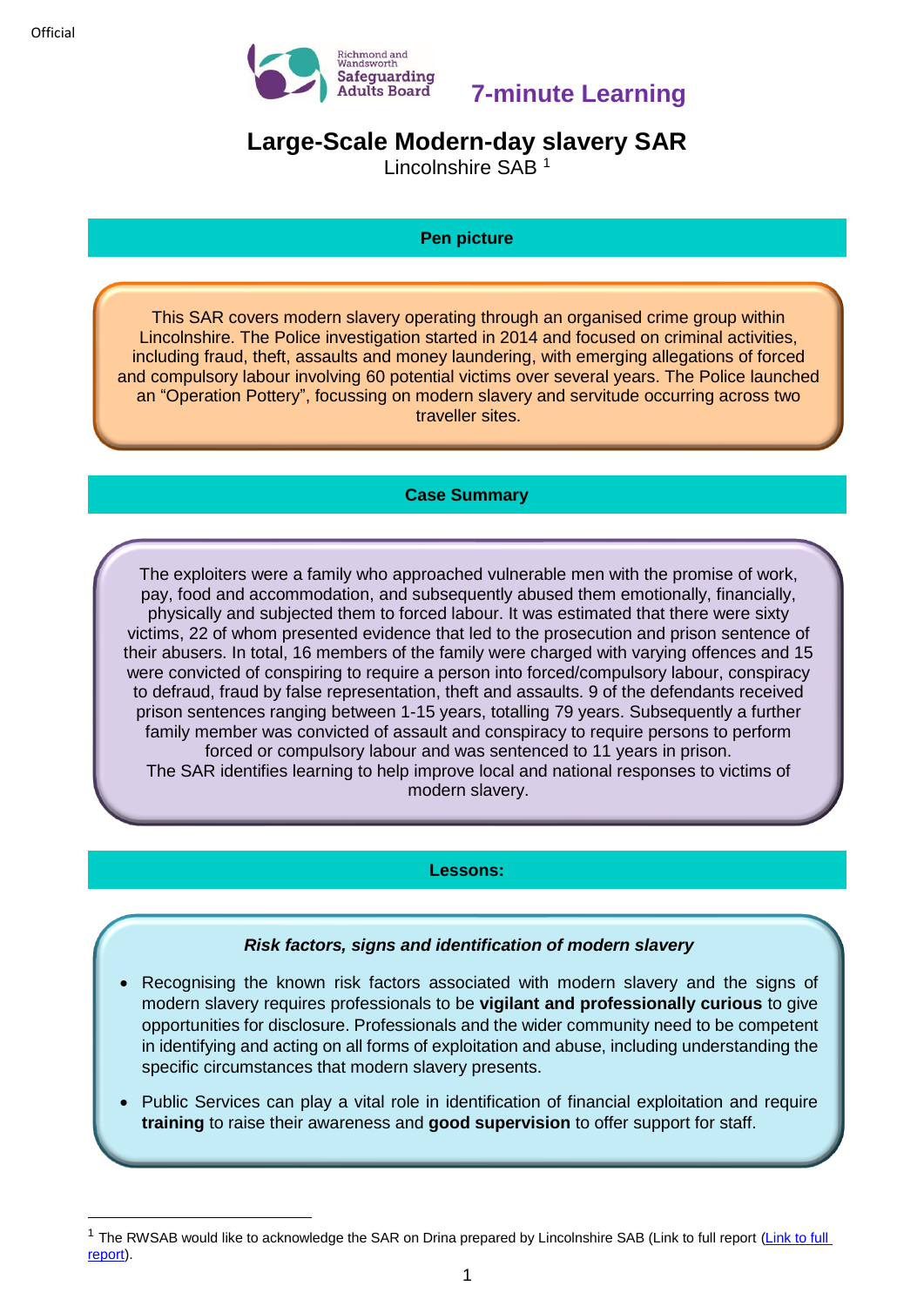Official

Richmond and Wandsworth Safeguarding Adults Board

**7-minute Learning**

# Large-Scale Modern-day slavery SAR

Lincolnshire SAB [1]

## Pen picture

This SAR covers modern slavery operating through an organised crime group within Lincolnshire. The Police investigation started in 2014 and focused on criminal activities, including fraud, theft, assaults and money laundering, with emerging allegations of forced and compulsory labour involving 60 potential victims over several years. The Police launched an "Operation Pottery", focussing on modern slavery and servitude occurring across two traveller sites.

## Case Summary

The exploiters were a family who approached vulnerable men with the promise of work, pay, food and accommodation, and subsequently abused them emotionally, financially, physically and subjected them to forced labour. It was estimated that there were sixty victims, 22 of whom presented evidence that led to the prosecution and prison sentence of their abusers. In total, 16 members of the family were charged with varying offences and 15 were convicted of conspiring to require a person into forced/compulsory labour, conspiracy to defraud, fraud by false representation, theft and assaults. 9 of the defendants received prison sentences ranging between 1-15 years, totalling 79 years. Subsequently a further family member was convicted of assault and conspiracy to require persons to perform forced or compulsory labour and was sentenced to 11 years in prison.
The SAR identifies learning to help improve local and national responses to victims of modern slavery.

## Lessons:

***Risk factors, signs and identification of modern slavery***

- Recognising the known risk factors associated with modern slavery and the signs of modern slavery requires professionals to be **vigilant and professionally curious** to give opportunities for disclosure. Professionals and the wider community need to be competent in identifying and acting on all forms of exploitation and abuse, including understanding the specific circumstances that modern slavery presents.
- Public Services can play a vital role in identification of financial exploitation and require **training** to raise their awareness and **good supervision** to offer support for staff.

---

[1] The RWSAB would like to acknowledge the SAR on Drina prepared by Lincolnshire SAB (Link to full report (Link to full report).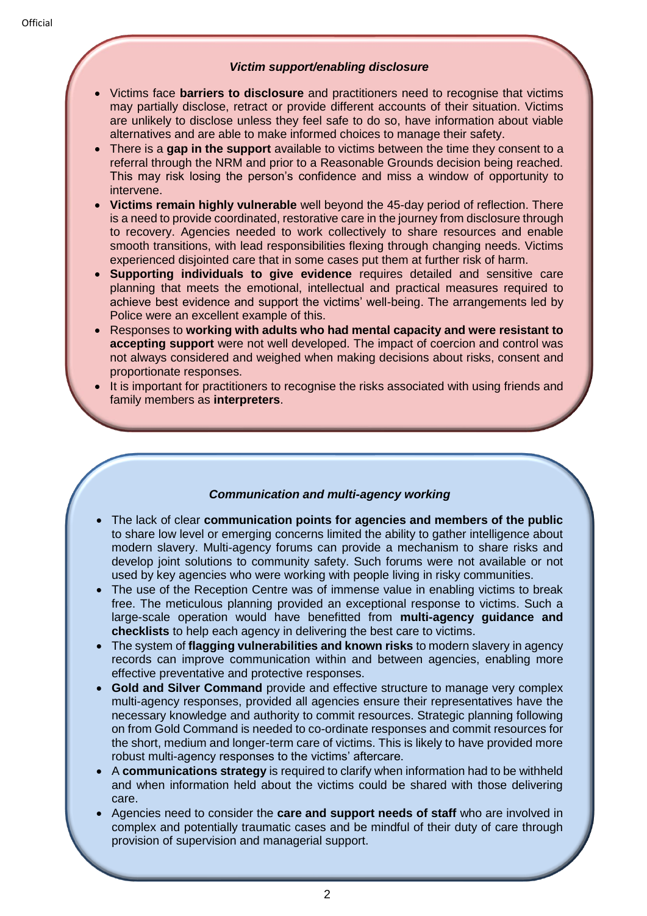### *Victim support/enabling disclosure*

- Victims face **barriers to disclosure** and practitioners need to recognise that victims may partially disclose, retract or provide different accounts of their situation. Victims are unlikely to disclose unless they feel safe to do so, have information about viable alternatives and are able to make informed choices to manage their safety.
- There is a **gap in the support** available to victims between the time they consent to a referral through the NRM and prior to a Reasonable Grounds decision being reached. This may risk losing the person's confidence and miss a window of opportunity to intervene.
- **Victims remain highly vulnerable** well beyond the 45-day period of reflection. There is a need to provide coordinated, restorative care in the journey from disclosure through to recovery. Agencies needed to work collectively to share resources and enable smooth transitions, with lead responsibilities flexing through changing needs. Victims experienced disjointed care that in some cases put them at further risk of harm.
- **Supporting individuals to give evidence** requires detailed and sensitive care planning that meets the emotional, intellectual and practical measures required to achieve best evidence and support the victims' well-being. The arrangements led by Police were an excellent example of this.
- Responses to **working with adults who had mental capacity and were resistant to accepting support** were not well developed. The impact of coercion and control was not always considered and weighed when making decisions about risks, consent and proportionate responses.
- It is important for practitioners to recognise the risks associated with using friends and family members as **interpreters**.

### *Communication and multi-agency working*

- The lack of clear **communication points for agencies and members of the public** to share low level or emerging concerns limited the ability to gather intelligence about modern slavery. Multi-agency forums can provide a mechanism to share risks and develop joint solutions to community safety. Such forums were not available or not used by key agencies who were working with people living in risky communities.
- The use of the Reception Centre was of immense value in enabling victims to break free. The meticulous planning provided an exceptional response to victims. Such a large-scale operation would have benefitted from **multi-agency guidance and checklists** to help each agency in delivering the best care to victims.
- The system of **flagging vulnerabilities and known risks** to modern slavery in agency records can improve communication within and between agencies, enabling more effective preventative and protective responses.
- **Gold and Silver Command** provide and effective structure to manage very complex multi-agency responses, provided all agencies ensure their representatives have the necessary knowledge and authority to commit resources. Strategic planning following on from Gold Command is needed to co-ordinate responses and commit resources for the short, medium and longer-term care of victims. This is likely to have provided more robust multi-agency responses to the victims' aftercare.
- A **communications strategy** is required to clarify when information had to be withheld and when information held about the victims could be shared with those delivering care.
- Agencies need to consider the **care and support needs of staff** who are involved in complex and potentially traumatic cases and be mindful of their duty of care through provision of supervision and managerial support.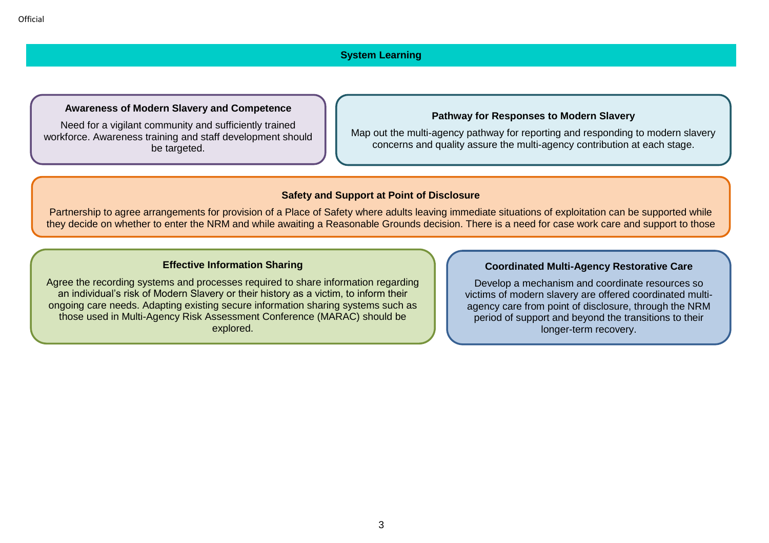## System Learning

### Awareness of Modern Slavery and Competence

Need for a vigilant community and sufficiently trained workforce. Awareness training and staff development should be targeted.

### Pathway for Responses to Modern Slavery

Map out the multi-agency pathway for reporting and responding to modern slavery concerns and quality assure the multi-agency contribution at each stage.

### Safety and Support at Point of Disclosure

Partnership to agree arrangements for provision of a Place of Safety where adults leaving immediate situations of exploitation can be supported while they decide on whether to enter the NRM and while awaiting a Reasonable Grounds decision. There is a need for case work care and support to those

### Effective Information Sharing

Agree the recording systems and processes required to share information regarding an individual's risk of Modern Slavery or their history as a victim, to inform their ongoing care needs. Adapting existing secure information sharing systems such as those used in Multi-Agency Risk Assessment Conference (MARAC) should be explored.

### Coordinated Multi-Agency Restorative Care

Develop a mechanism and coordinate resources so victims of modern slavery are offered coordinated multi-agency care from point of disclosure, through the NRM period of support and beyond the transitions to their longer-term recovery.